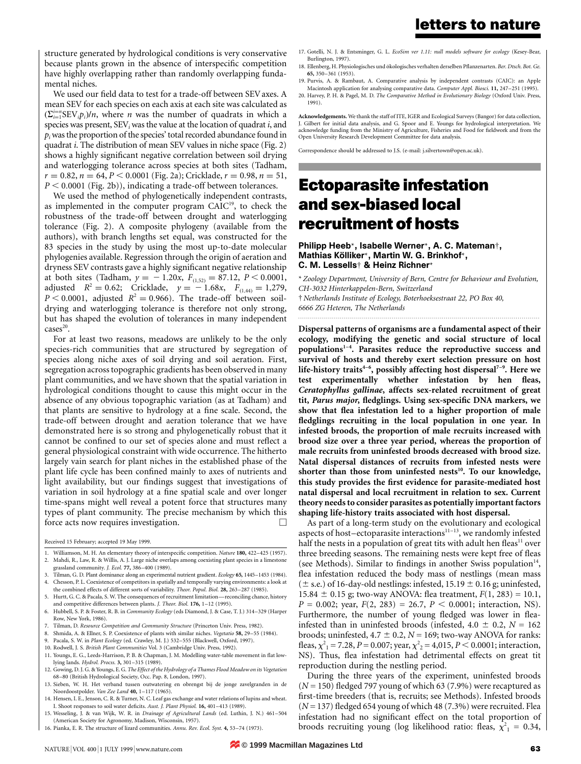structure generated by hydrological conditions is very conservative because plants grown in the absence of interspecific competition have highly overlapping rather than randomly overlapping fundamental niches.

We used our field data to test for a trade-off between SEV axes. A mean SEV for each species on each axis at each site was calculated as $(\Sigma_{i=1}^{i=n}\text{SEV}_i p_i)/n$, where $n$ was the number of quadrats in which a species was present, $\text{SEV}_i$ was the value at the location of quadrat $i$, and $p_i$ was the proportion of the species' total recorded abundance found in quadrat $i$. The distribution of mean SEV values in niche space (Fig. 2) shows a highly significant negative correlation between soil drying and waterlogging tolerance across species at both sites (Tadham, $r = 0.82$, $n = 64$, $P < 0.0001$ (Fig. 2a); Cricklade, $r = 0.98$, $n = 51$, $P < 0.0001$ (Fig. 2b)), indicating a trade-off between tolerances.

We used the method of phylogenetically independent contrasts, as implemented in the computer program CAIC[19], to check the robustness of the trade-off between drought and waterlogging tolerance (Fig. 2). A composite phylogeny (available from the authors), with branch lengths set equal, was constructed for the 83 species in the study by using the most up-to-date molecular phylogenies available. Regression through the origin of aeration and dryness SEV contrasts gave a highly significant negative relationship at both sites (Tadham, $y = -1.20x$, $F_{(1,52)} = 87.12$, $P < 0.0001$, adjusted $R^2 = 0.62$; Cricklade, $y = -1.68x$, $F_{(1,44)} = 1{,}279$, $P < 0.0001$, adjusted $R^2 = 0.966$). The trade-off between soil-drying and waterlogging tolerance is therefore not only strong, but has shaped the evolution of tolerances in many independent cases[20].

For at least two reasons, meadows are unlikely to be the only species-rich communities that are structured by segregation of species along niche axes of soil drying and soil aeration. First, segregation across topographic gradients has been observed in many plant communities, and we have shown that the spatial variation in hydrological conditions thought to cause this might occur in the absence of any obvious topographic variation (as at Tadham) and that plants are sensitive to hydrology at a fine scale. Second, the trade-off between drought and aeration tolerance that we have demonstrated here is so strong and phylogenetically robust that it cannot be confined to our set of species alone and must reflect a general physiological constraint with wide occurrence. The hitherto largely vain search for plant niches in the established phase of the plant life cycle has been confined mainly to axes of nutrients and light availability, but our findings suggest that investigations of variation in soil hydrology at a fine spatial scale and over longer time-spans might well reveal a potent force that structures many types of plant community. The precise mechanism by which this force acts now requires investigation. □

Received 15 February; accepted 19 May 1999.

1. Williamson, M. H. An elementary theory of interspecific competition. *Nature* **180,** 422–425 (1957).
2. Mahdi, R., Law, R. & Willis, A. J. Large niche overlaps among coexisting plant species in a limestone grassland community. *J. Ecol.* **77,** 386–400 (1989).
3. Tilman, G. D. Plant dominance along an experimental nutrient gradient. *Ecology* **65,** 1445–1453 (1984).
4. Chesson, P. L. Coexistence of competitors in spatially and temporally varying environments: a look at the combined effects of different sorts of variability. *Theor. Popul. Biol.* **28,** 263–287 (1985).
5. Hurtt, G. C. & Pacala, S. W. The consequences of recruitment limitation—reconciling chance, history and competitive differences between plants. *J. Theor. Biol.* **176,** 1–12 (1995).
6. Hubbell, S. P. & Foster, R. B. in *Community Ecology* (eds Diamond, J. & Case, T. J.) 314–329 (Harper Row, New York, 1986).
7. Tilman, D. *Resource Competition and Community Structure* (Princeton Univ. Press, 1982).
8. Shmida, A. & Ellner, S. P. Coexistence of plants with similar niches. *Vegetatio* **58,** 29–55 (1984).
9. Pacala, S. W. in *Plant Ecology* (ed. Crawley, M. J.) 532–555 (Blackwell, Oxford, 1997).
10. Rodwell, J. S. *British Plant Communities* Vol. 3 (Cambridge Univ. Press, 1992).
11. Youngs, E. G., Leeds-Harrison, P. B. & Chapman, J. M. Modelling water-table movement in flat low-lying lands. *Hydrol. Process.* **3,** 301–315 (1989).
12. Gowing, D. J. G. & Youngs, E. G. *The Effect of the Hydrology of a Thames Flood Meadow on its Vegetation* 68–80 (British Hydrological Society, Occ. Pap. 8, London, 1997).
13. Sieben, W. H. Het verband tussen outwatering en obrengst bij de jonge zavelgranden in de Noordoostpolder. *Van Zee Land* **40,** 1–117 (1965).
14. Hensen, I. E., Jenson, C. R. & Turner, N. C. Leaf gas exchange and water relations of lupins and wheat. I. Shoot responses to soil water deficits. *Aust. J. Plant Physiol.* **16,** 401–413 (1989).
15. Wesseling, J. & van Wijk, W. R. in *Drainage of Agricultural Lands* (ed. Luthin, J. N.) 461–504 (American Society for Agronomy, Madison, Wisconsin, 1957).
16. Pianka, E. R. The structure of lizard communities. *Annu. Rev. Ecol. Syst.* **4,** 53–74 (1973).
17. Gotelli, N. J. & Entsminger, G. L. *EcoSim ver 1.11: null models software for ecology* (Kesey-Bear, Burlington, 1997).
18. Ellenberg, H. Physiologisches und ökologisches verhalten derselben Pflanzenarten. *Ber. Dtsch. Bot. Ge.* **65,** 350–361 (1953).
19. Purvis, A. & Rambaut, A. Comparative analysis by independent contrasts (CAIC): an Apple Macintosh application for analysing comparative data. *Computer Appl. Biosci.* **11,** 247–251 (1995).
20. Harvey, P. H. & Pagel, M. D. *The Comparative Method in Evolutionary Biology* (Oxford Univ. Press, 1991).

**Acknowledgements.** We thank the staff of ITE, IGER and Ecological Surveys (Bangor) for data collection, J. Gilbert for initial data analysis, and G. Spoor and E. Youngs for hydrological interpretation. We acknowledge funding from the Ministry of Agriculture, Fisheries and Food for fieldwork and from the Open University Research Development Committee for data analysis.

Correspondence should be addressed to J.S. (e-mail: j.silvertown@open.ac.uk).

# Ectoparasite infestation and sex-biased local recruitment of hosts

**Philipp Heeb\*, Isabelle Werner\*, A. C. Mateman†, Mathias Kölliker\*, Martin W. G. Brinkhof\*, C. M. Lessells† & Heinz Richner\***

\* *Zoology Department, University of Bern, Centre for Behaviour and Evolution, CH-3032 Hinterkappelen-Bern, Switzerland*
† *Netherlands Institute of Ecology, Boterhoeksestraat 22, PO Box 40, 6666 ZG Heteren, The Netherlands*

**Dispersal patterns of organisms are a fundamental aspect of their ecology, modifying the genetic and social structure of local populations[1–4]. Parasites reduce the reproductive success and survival of hosts and thereby exert selection pressure on host life-history traits[4–6], possibly affecting host dispersal[7–9]. Here we test experimentally whether infestation by hen fleas, *Ceratophyllus gallinae*, affects sex-related recruitment of great tit, *Parus major*, fledglings. Using sex-specific DNA markers, we show that flea infestation led to a higher proportion of male fledglings recruiting in the local population in one year. In infested broods, the proportion of male recruits increased with brood size over a three year period, whereas the proportion of male recruits from uninfested broods decreased with brood size. Natal dispersal distances of recruits from infested nests were shorter than those from uninfested nests[10]. To our knowledge, this study provides the first evidence for parasite-mediated host natal dispersal and local recruitment in relation to sex. Current theory needs to consider parasites as potentially important factors shaping life-history traits associated with host dispersal.**

As part of a long-term study on the evolutionary and ecological aspects of host–ectoparasite interactions[11–13], we randomly infested half the nests in a population of great tits with adult hen fleas[11] over three breeding seasons. The remaining nests were kept free of fleas (see Methods). Similar to findings in another Swiss population[14], flea infestation reduced the body mass of nestlings (mean mass ($\pm$ s.e.) of 16-day-old nestlings: infested, $15.19 \pm 0.16$ g; uninfested, $15.84 \pm 0.15$ g; two-way ANOVA: flea treatment, $F(1, 283) = 10.1$, $P = 0.002$; year, $F(2, 283) = 26.7$, $P < 0.0001$; interaction, NS). Furthermore, the number of young fledged was lower in flea-infested than in uninfested broods (infested, $4.0 \pm 0.2$, $N = 162$ broods; uninfested, $4.7 \pm 0.2$, $N = 169$; two-way ANOVA for ranks: flea, $\chi^2_1 = 7.28$, $P = 0.007$; year, $\chi^2_2 = 4{,}015$, $P < 0.0001$; interaction, NS). Thus, flea infestation had detrimental effects on great tit reproduction during the nestling period.

During the three years of the experiment, uninfested broods ($N = 150$) fledged 797 young of which 63 (7.9%) were recaptured as first-time breeders (that is, recruits; see Methods). Infested broods ($N = 137$) fledged 654 young of which 48 (7.3%) were recruited. Flea infestation had no significant effect on the total proportion of broods recruiting young (log likelihood ratio: fleas, $\chi^2_1 = 0.34$,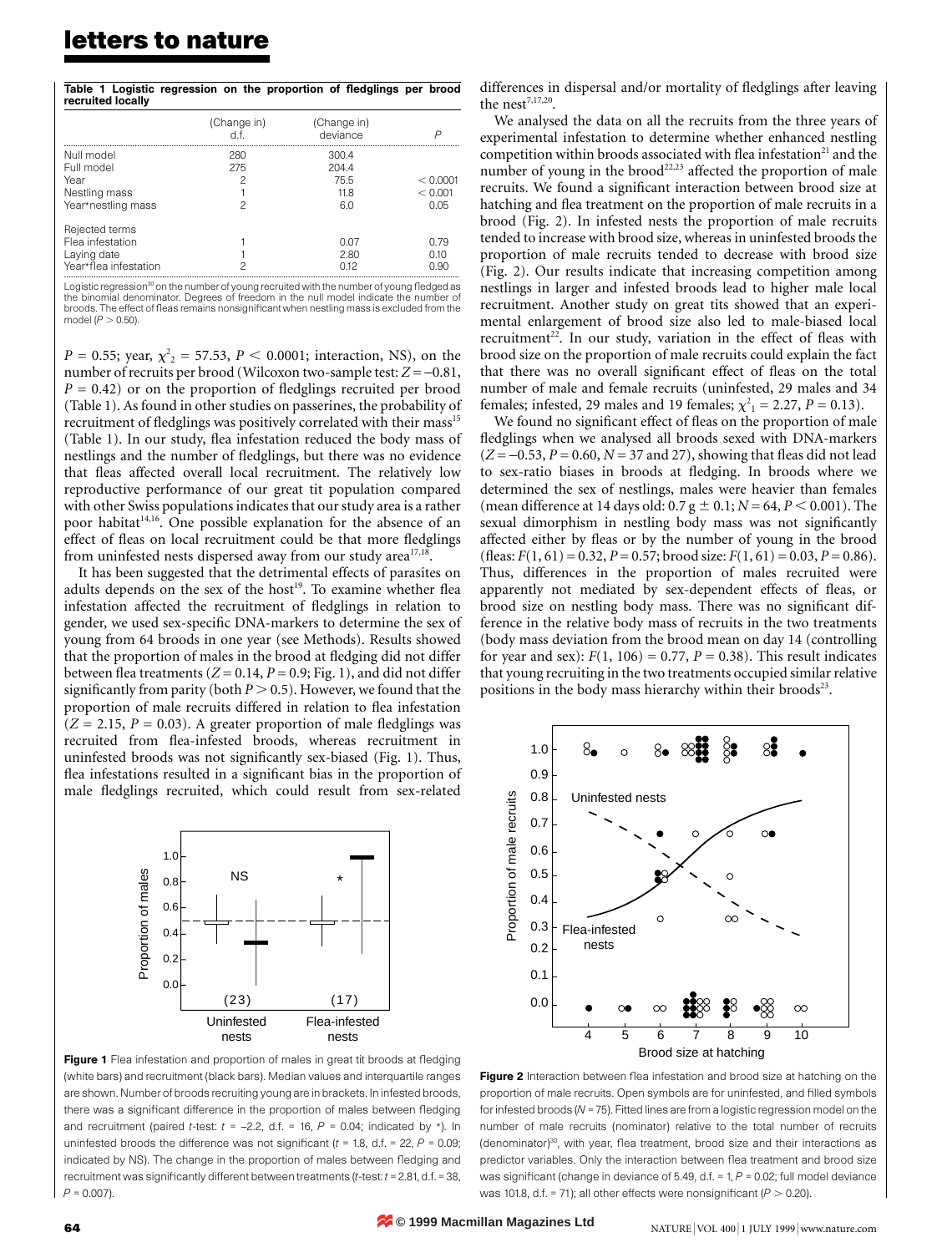**Table 1 Logistic regression on the proportion of fledglings per brood recruited locally**

| | (Change in) d.f. | (Change in) deviance | $P$ |
|---|---|---|---|
| Null model | 280 | 300.4 | |
| Full model | 275 | 204.4 | |
| Year | 2 | 75.5 | $< 0.0001$ |
| Nestling mass | 1 | 11.8 | $< 0.001$ |
| Year*nestling mass | 2 | 6.0 | 0.05 |
| Rejected terms | | | |
| Flea infestation | 1 | 0.07 | 0.79 |
| Laying date | 1 | 2.80 | 0.10 |
| Year*flea infestation | 2 | 0.12 | 0.90 |

Logistic regression[30] on the number of young recruited with the number of young fledged as the binomial denominator. Degrees of freedom in the null model indicate the number of broods. The effect of fleas remains nonsignificant when nestling mass is excluded from the model ($P > 0.50$).

$P = 0.55$; year, $\chi^2_2 = 57.53$, $P < 0.0001$; interaction, NS), on the number of recruits per brood (Wilcoxon two-sample test: $Z = -0.81$, $P = 0.42$) or on the proportion of fledglings recruited per brood (Table 1). As found in other studies on passerines, the probability of recruitment of fledglings was positively correlated with their mass[15] (Table 1). In our study, flea infestation reduced the body mass of nestlings and the number of fledglings, but there was no evidence that fleas affected overall local recruitment. The relatively low reproductive performance of our great tit population compared with other Swiss populations indicates that our study area is a rather poor habitat[14,16]. One possible explanation for the absence of an effect of fleas on local recruitment could be that more fledglings from uninfested nests dispersed away from our study area[17,18].

It has been suggested that the detrimental effects of parasites on adults depends on the sex of the host[19]. To examine whether flea infestation affected the recruitment of fledglings in relation to gender, we used sex-specific DNA-markers to determine the sex of young from 64 broods in one year (see Methods). Results showed that the proportion of males in the brood at fledging did not differ between flea treatments ($Z = 0.14$, $P = 0.9$; Fig. 1), and did not differ significantly from parity (both $P > 0.5$). However, we found that the proportion of male recruits differed in relation to flea infestation ($Z = 2.15$, $P = 0.03$). A greater proportion of male fledglings was recruited from flea-infested broods, whereas recruitment in uninfested broods was not significantly sex-biased (Fig. 1). Thus, flea infestations resulted in a significant bias in the proportion of male fledglings recruited, which could result from sex-related differences in dispersal and/or mortality of fledglings after leaving the nest[7,17,20].

We analysed the data on all the recruits from the three years of experimental infestation to determine whether enhanced nestling competition within broods associated with flea infestation[21] and the number of young in the brood[22,23] affected the proportion of male recruits. We found a significant interaction between brood size at hatching and flea treatment on the proportion of male recruits in a brood (Fig. 2). In infested nests the proportion of male recruits tended to increase with brood size, whereas in uninfested broods the proportion of male recruits tended to decrease with brood size (Fig. 2). Our results indicate that increasing competition among nestlings in larger and infested broods lead to higher male local recruitment. Another study on great tits showed that an experimental enlargement of brood size also led to male-biased local recruitment[22]. In our study, variation in the effect of fleas with brood size on the proportion of male recruits could explain the fact that there was no overall significant effect of fleas on the total number of male and female recruits (uninfested, 29 males and 34 females; infested, 29 males and 19 females; $\chi^2_1 = 2.27$, $P = 0.13$).

We found no significant effect of fleas on the proportion of male fledglings when we analysed all broods sexed with DNA-markers ($Z = -0.53$, $P = 0.60$, $N = 37$ and 27), showing that fleas did not lead to sex-ratio biases in broods at fledging. In broods where we determined the sex of nestlings, males were heavier than females (mean difference at 14 days old: $0.7\,\text{g} \pm 0.1$; $N = 64$, $P < 0.001$). The sexual dimorphism in nestling body mass was not significantly affected either by fleas or by the number of young in the brood (fleas: $F(1, 61) = 0.32$, $P = 0.57$; brood size: $F(1, 61) = 0.03$, $P = 0.86$). Thus, differences in the proportion of males recruited were apparently not mediated by sex-dependent effects of fleas, or brood size on nestling body mass. There was no significant difference in the relative body mass of recruits in the two treatments (body mass deviation from the brood mean on day 14 (controlling for year and sex): $F(1, 106) = 0.77$, $P = 0.38$). This result indicates that young recruiting in the two treatments occupied similar relative positions in the body mass hierarchy within their broods[23].

**Figure 1** Flea infestation and proportion of males in great tit broods at fledging (white bars) and recruitment (black bars). Median values and interquartile ranges are shown. Number of broods recruiting young are in brackets. In infested broods, there was a significant difference in the proportion of males between fledging and recruitment (paired $t$-test: $t = -2.2$, d.f. = 16, $P = 0.04$; indicated by *). In uninfested broods the difference was not significant ($t = 1.8$, d.f. = 22, $P = 0.09$; indicated by NS). The change in the proportion of males between fledging and recruitment was significantly different between treatments ($t$-test: $t = 2.81$, d.f. = 38, $P = 0.007$).

**Figure 2** Interaction between flea infestation and brood size at hatching on the proportion of male recruits. Open symbols are for uninfested, and filled symbols for infested broods ($N = 75$). Fitted lines are from a logistic regression model on the number of male recruits (nominator) relative to the total number of recruits (denominator)[30], with year, flea treatment, brood size and their interactions as predictor variables. Only the interaction between flea treatment and brood size was significant (change in deviance of 5.49, d.f. = 1, $P = 0.02$; full model deviance was 101.8, d.f. = 71); all other effects were nonsignificant ($P > 0.20$).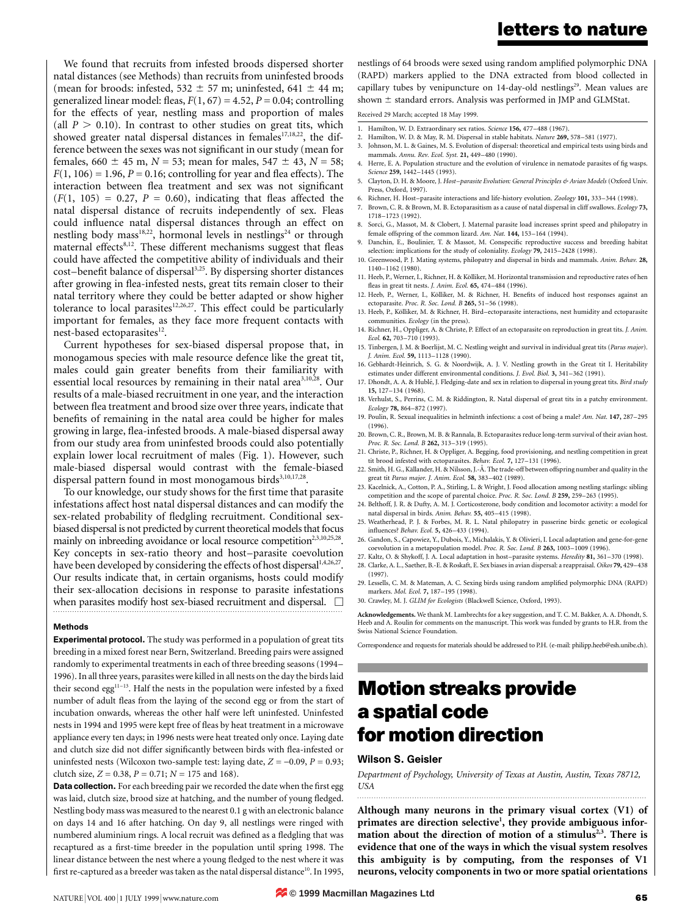We found that recruits from infested broods dispersed shorter natal distances (see Methods) than recruits from uninfested broods (mean for broods: infested, 532 ± 57 m; uninfested, 641 ± 44 m; generalized linear model: fleas, $F(1, 67) = 4.52$, $P = 0.04$; controlling for the effects of year, nestling mass and proportion of males (all $P > 0.10$). In contrast to other studies on great tits, which showed greater natal dispersal distances in females[17,18,22], the difference between the sexes was not significant in our study (mean for females, 660 ± 45 m, $N = 53$; mean for males, 547 ± 43, $N = 58$; $F(1, 106) = 1.96$, $P = 0.16$; controlling for year and flea effects). The interaction between flea treatment and sex was not significant ($F(1, 105) = 0.27$, $P = 0.60$), indicating that fleas affected the natal dispersal distance of recruits independently of sex. Fleas could influence natal dispersal distances through an effect on nestling body mass[18,22], hormonal levels in nestlings[24] or through maternal effects[8,12]. These different mechanisms suggest that fleas could have affected the competitive ability of individuals and their cost–benefit balance of dispersal[3,25]. By dispersing shorter distances after growing in flea-infested nests, great tits remain closer to their natal territory where they could be better adapted or show higher tolerance to local parasites[12,26,27]. This effect could be particularly important for females, as they face more frequent contacts with nest-based ectoparasites[12].

Current hypotheses for sex-biased dispersal propose that, in monogamous species with male resource defence like the great tit, males could gain greater benefits from their familiarity with essential local resources by remaining in their natal area[3,10,28]. Our results of a male-biased recruitment in one year, and the interaction between flea treatment and brood size over three years, indicate that benefits of remaining in the natal area could be higher for males growing in large, flea-infested broods. A male-biased dispersal away from our study area from uninfested broods could also potentially explain lower local recruitment of males (Fig. 1). However, such male-biased dispersal would contrast with the female-biased dispersal pattern found in most monogamous birds[3,10,17,28].

To our knowledge, our study shows for the first time that parasite infestations affect host natal dispersal distances and can modify the sex-related probability of fledgling recruitment. Conditional sex-biased dispersal is not predicted by current theoretical models that focus mainly on inbreeding avoidance or local resource competition[2,3,10,25,28]. Key concepts in sex-ratio theory and host–parasite coevolution have been developed by considering the effects of host dispersal[1,4,26,27]. Our results indicate that, in certain organisms, hosts could modify their sex-allocation decisions in response to parasite infestations when parasites modify host sex-biased recruitment and dispersal. □

### Methods

**Experimental protocol.** The study was performed in a population of great tits breeding in a mixed forest near Bern, Switzerland. Breeding pairs were assigned randomly to experimental treatments in each of three breeding seasons (1994–1996). In all three years, parasites were killed in all nests on the day the birds laid their second egg[11–13]. Half the nests in the population were infested by a fixed number of adult fleas from the laying of the second egg or from the start of incubation onwards, whereas the other half were left uninfested. Uninfested nests in 1994 and 1995 were kept free of fleas by heat treatment in a microwave appliance every ten days; in 1996 nests were heat treated only once. Laying date and clutch size did not differ significantly between birds with flea-infested or uninfested nests (Wilcoxon two-sample test: laying date, $Z = -0.09$, $P = 0.93$; clutch size, $Z = 0.38$, $P = 0.71$; $N = 175$ and 168).

**Data collection.** For each breeding pair we recorded the date when the first egg was laid, clutch size, brood size at hatching, and the number of young fledged. Nestling body mass was measured to the nearest 0.1 g with an electronic balance on days 14 and 16 after hatching. On day 9, all nestlings were ringed with numbered aluminium rings. A local recruit was defined as a fledgling that was recaptured as a first-time breeder in the population until spring 1998. The linear distance between the nest where a young fledged to the nest where it was first re-captured as a breeder was taken as the natal dispersal distance[10]. In 1995, nestlings of 64 broods were sexed using random amplified polymorphic DNA (RAPD) markers applied to the DNA extracted from blood collected in capillary tubes by venipuncture on 14-day-old nestlings[29]. Mean values are shown ± standard errors. Analysis was performed in JMP and GLMStat.

Received 29 March; accepted 18 May 1999.

1. Hamilton, W. D. Extraordinary sex ratios. *Science* **156,** 477–488 (1967).
2. Hamilton, W. D. & May, R. M. Dispersal in stable habitats. *Nature* **269,** 578–581 (1977).
3. Johnson, M. L. & Gaines, M. S. Evolution of dispersal: theoretical and empirical tests using birds and mammals. *Annu. Rev. Ecol. Syst.* **21,** 449–480 (1990).
4. Herre, E. A. Population structure and the evolution of virulence in nematode parasites of fig wasps. *Science* **259,** 1442–1445 (1993).
5. Clayton, D. H. & Moore, J. *Host–parasite Evolution: General Principles & Avian Models* (Oxford Univ. Press, Oxford, 1997).
6. Richner, H. Host–parasite interactions and life-history evolution. *Zoology* **101,** 333–344 (1998).
7. Brown, C. R. & Brown, M. B. Ectoparasitism as a cause of natal dispersal in cliff swallows. *Ecology* **73,** 1718–1723 (1992).
8. Sorci, G., Massot, M. & Clobert, J. Maternal parasite load increases sprint speed and philopatry in female offspring of the common lizard. *Am. Nat.* **144,** 153–164 (1994).
9. Danchin, E., Boulinier, T. & Massot, M. Conspecific reproductive success and breeding habitat selection: implications for the study of coloniality. *Ecology* **79,** 2415–2428 (1998).
10. Greenwood, P. J. Mating systems, philopatry and dispersal in birds and mammals. *Anim. Behav.* **28,** 1140–1162 (1980).
11. Heeb, P., Werner, I., Richner, H. & Kölliker, M. Horizontal transmission and reproductive rates of hen fleas in great tit nests. *J. Anim. Ecol.* **65,** 474–484 (1996).
12. Heeb, P., Werner, I., Kölliker, M. & Richner, H. Benefits of induced host responses against an ectoparasite. *Proc. R. Soc. Lond. B* **265,** 51–56 (1998).
13. Heeb, P., Kölliker, M. & Richner, H. Bird–ectoparasite interactions, nest humidity and ectoparasite communities. *Ecology* (in the press).
14. Richner, H., Oppliger, A. & Christe, P. Effect of an ectoparasite on reproduction in great tits. *J. Anim. Ecol.* **62,** 703–710 (1993).
15. Tinbergen, J. M. & Boerlijst, M. C. Nestling weight and survival in individual great tits (*Parus major*). *J. Anim. Ecol.* **59,** 1113–1128 (1990).
16. Gebhardt-Heinrich, S. G. & Noordwijk, A. J. V. Nestling growth in the Great tit I. Heritability estimates under different environmental conditions. *J. Evol. Biol.* **3,** 341–362 (1991).
17. Dhondt, A. A. & Hublé, J. Fledging-date and sex in relation to dispersal in young great tits. *Bird study* **15,** 127–134 (1968).
18. Verhulst, S., Perrins, C. M. & Riddington, R. Natal dispersal of great tits in a patchy environment. *Ecology* **78,** 864–872 (1997).
19. Poulin, R. Sexual inequalities in helminth infections: a cost of being a male? *Am. Nat.* **147,** 287–295 (1996).
20. Brown, C. R., Brown, M. B. & Rannala, B. Ectoparasites reduce long-term survival of their avian host. *Proc. R. Soc. Lond. B* **262,** 313–319 (1995).
21. Christe, P., Richner, H. & Oppliger, A. Begging, food provisioning, and nestling competition in great tit brood infested with ectoparasites. *Behav. Ecol.* **7,** 127–131 (1996).
22. Smith, H. G., Källander, H. & Nilsson, J.-Å. The trade-off between offspring number and quality in the great tit *Parus major*. *J. Anim. Ecol.* **58,** 383–402 (1989).
23. Kacelnick, A., Cotton, P. A., Stirling, L. & Wright, J. Food allocation among nestling starlings: sibling competition and the scope of parental choice. *Proc. R. Soc. Lond. B* **259,** 259–263 (1995).
24. Belthoff, J. R. & Dufty, A. M. J. Corticosterone, body condition and locomotor activity: a model for natal dispersal in birds. *Anim. Behav.* **55,** 405–415 (1998).
25. Weatherhead, P. J. & Forbes, M. R. L. Natal philopatry in passerine birds: genetic or ecological influences? *Behav. Ecol.* **5,** 426–433 (1994).
26. Gandon, S., Capowiez, Y., Dubois, Y., Michalakis, Y. & Olivieri, I. Local adaptation and gene-for-gene coevolution in a metapopulation model. *Proc. R. Soc. Lond. B* **263,** 1003–1009 (1996).
27. Kaltz, O. & Shykoff, J. A. Local adaptation in host–parasite systems. *Heredity* **81,** 361–370 (1998).
28. Clarke, A. L., Saether, B.-E. & Roskaft, E. Sex biases in avian dispersal: a reappraisal. *Oikos* **79,** 429–438 (1997).
29. Lessells, C. M. & Mateman, A. C. Sexing birds using random amplified polymorphic DNA (RAPD) markers. *Mol. Ecol.* **7,** 187–195 (1998).
30. Crawley, M. J. *GLIM for Ecologists* (Blackwell Science, Oxford, 1993).

**Acknowledgements.** We thank M. Lambrechts for a key suggestion, and T. C. M. Bakker, A. A. Dhondt, S. Heeb and A. Roulin for comments on the manuscript. This work was funded by grants to H.R. from the Swiss National Science Foundation.

Correspondence and requests for materials should be addressed to P.H. (e-mail: philipp.heeb@esh.unibe.ch).

# Motion streaks provide a spatial code for motion direction

**Wilson S. Geisler**

*Department of Psychology, University of Texas at Austin, Austin, Texas 78712, USA*

**Although many neurons in the primary visual cortex (V1) of primates are direction selective[1], they provide ambiguous information about the direction of motion of a stimulus[2,3]. There is evidence that one of the ways in which the visual system resolves this ambiguity is by computing, from the responses of V1 neurons, velocity components in two or more spatial orientations**